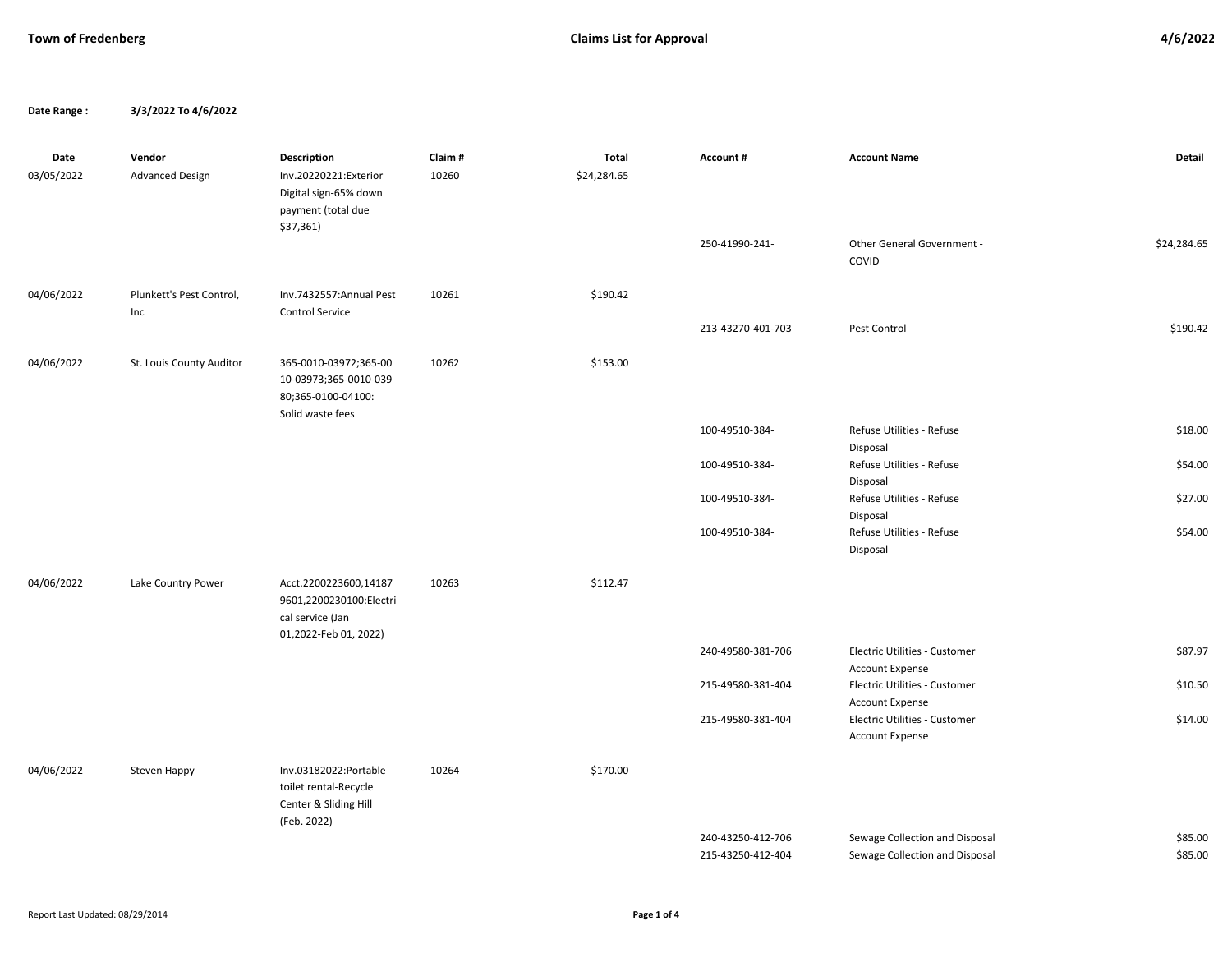**Town of Fredenberg** **Claims List for Approval** **4/6/2022**

**Date Range :** **3/3/2022 To 4/6/2022**

| Date | Vendor | Description | Claim # | Total | Account # | Account Name | Detail |
|---|---|---|---|---|---|---|---|
| 03/05/2022 | Advanced Design | Inv.20220221:Exterior Digital sign-65% down payment (total due $37,361) | 10260 | $24,284.65 | | | |
| | | | | | 250-41990-241- | Other General Government - COVID | $24,284.65 |
| 04/06/2022 | Plunkett's Pest Control, Inc | Inv.7432557:Annual Pest Control Service | 10261 | $190.42 | | | |
| | | | | | 213-43270-401-703 | Pest Control | $190.42 |
| 04/06/2022 | St. Louis County Auditor | 365-0010-03972;365-0010-03973;365-0010-03980;365-0100-04100: Solid waste fees | 10262 | $153.00 | | | |
| | | | | | 100-49510-384- | Refuse Utilities - Refuse Disposal | $18.00 |
| | | | | | 100-49510-384- | Refuse Utilities - Refuse Disposal | $54.00 |
| | | | | | 100-49510-384- | Refuse Utilities - Refuse Disposal | $27.00 |
| | | | | | 100-49510-384- | Refuse Utilities - Refuse Disposal | $54.00 |
| 04/06/2022 | Lake Country Power | Acct.2200223600,141879601,2200230100:Electrical service (Jan 01,2022-Feb 01, 2022) | 10263 | $112.47 | | | |
| | | | | | 240-49580-381-706 | Electric Utilities - Customer Account Expense | $87.97 |
| | | | | | 215-49580-381-404 | Electric Utilities - Customer Account Expense | $10.50 |
| | | | | | 215-49580-381-404 | Electric Utilities - Customer Account Expense | $14.00 |
| 04/06/2022 | Steven Happy | Inv.03182022:Portable toilet rental-Recycle Center & Sliding Hill (Feb. 2022) | 10264 | $170.00 | | | |
| | | | | | 240-43250-412-706 | Sewage Collection and Disposal | $85.00 |
| | | | | | 215-43250-412-404 | Sewage Collection and Disposal | $85.00 |

Report Last Updated: 08/29/2014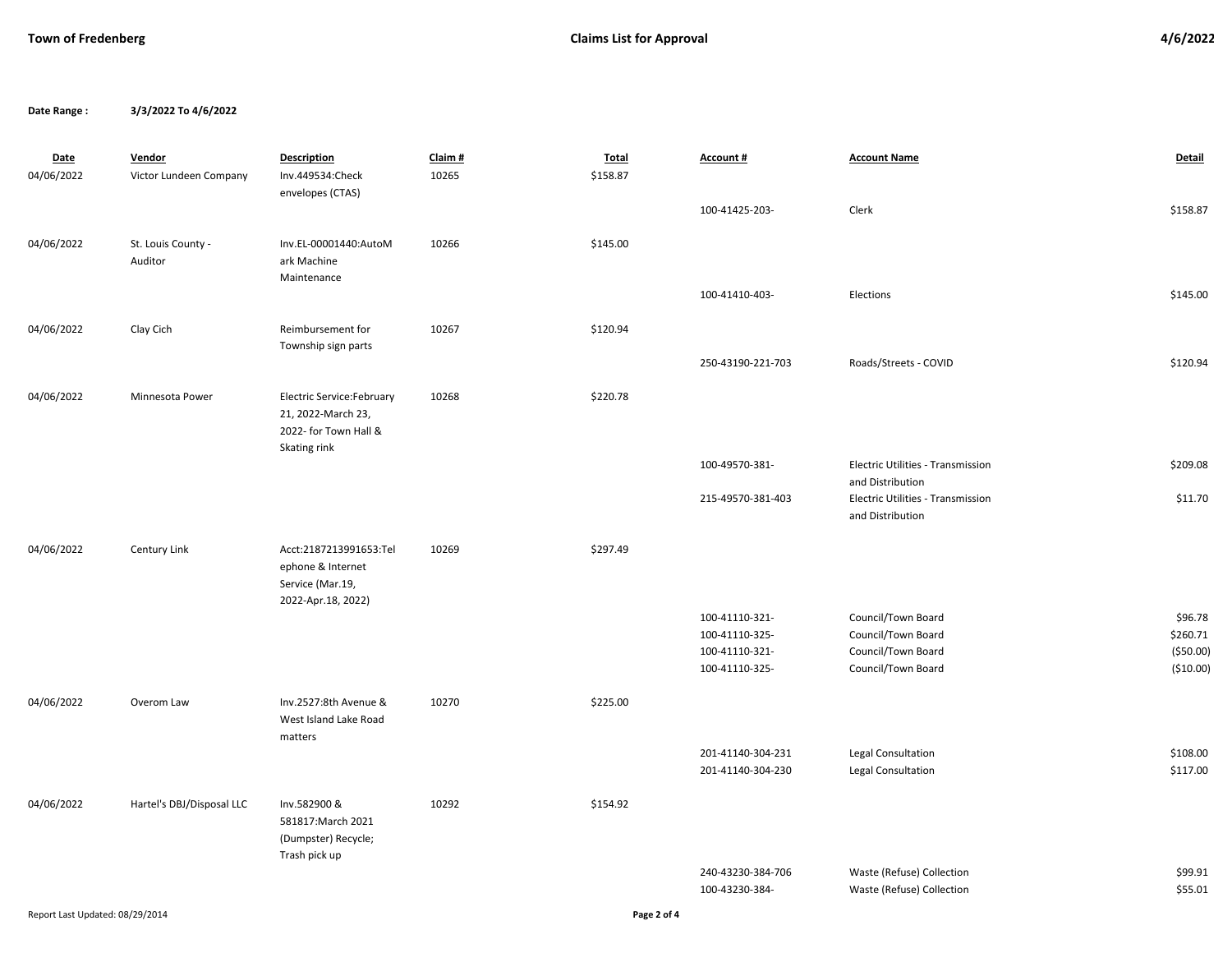**Town of Fredenberg** — **Claims List for Approval** — **4/6/2022**

**Date Range :** **3/3/2022 To 4/6/2022**

| Date | Vendor | Description | Claim # | Total | Account # | Account Name | Detail |
|---|---|---|---|---|---|---|---|
| 04/06/2022 | Victor Lundeen Company | Inv.449534:Check envelopes (CTAS) | 10265 | $158.87 | | | |
| | | | | | 100-41425-203- | Clerk | $158.87 |
| 04/06/2022 | St. Louis County - Auditor | Inv.EL-00001440:AutoMark Machine Maintenance | 10266 | $145.00 | | | |
| | | | | | 100-41410-403- | Elections | $145.00 |
| 04/06/2022 | Clay Cich | Reimbursement for Township sign parts | 10267 | $120.94 | | | |
| | | | | | 250-43190-221-703 | Roads/Streets - COVID | $120.94 |
| 04/06/2022 | Minnesota Power | Electric Service:February 21, 2022-March 23, 2022- for Town Hall & Skating rink | 10268 | $220.78 | | | |
| | | | | | 100-49570-381- | Electric Utilities - Transmission and Distribution | $209.08 |
| | | | | | 215-49570-381-403 | Electric Utilities - Transmission and Distribution | $11.70 |
| 04/06/2022 | Century Link | Acct:2187213991653:Telephone & Internet Service (Mar.19, 2022-Apr.18, 2022) | 10269 | $297.49 | | | |
| | | | | | 100-41110-321- | Council/Town Board | $96.78 |
| | | | | | 100-41110-325- | Council/Town Board | $260.71 |
| | | | | | 100-41110-321- | Council/Town Board | ($50.00) |
| | | | | | 100-41110-325- | Council/Town Board | ($10.00) |
| 04/06/2022 | Overom Law | Inv.2527:8th Avenue & West Island Lake Road matters | 10270 | $225.00 | | | |
| | | | | | 201-41140-304-231 | Legal Consultation | $108.00 |
| | | | | | 201-41140-304-230 | Legal Consultation | $117.00 |
| 04/06/2022 | Hartel's DBJ/Disposal LLC | Inv.582900 & 581817:March 2021 (Dumpster) Recycle; Trash pick up | 10292 | $154.92 | | | |
| | | | | | 240-43230-384-706 | Waste (Refuse) Collection | $99.91 |
| | | | | | 100-43230-384- | Waste (Refuse) Collection | $55.01 |

Report Last Updated: 08/29/2014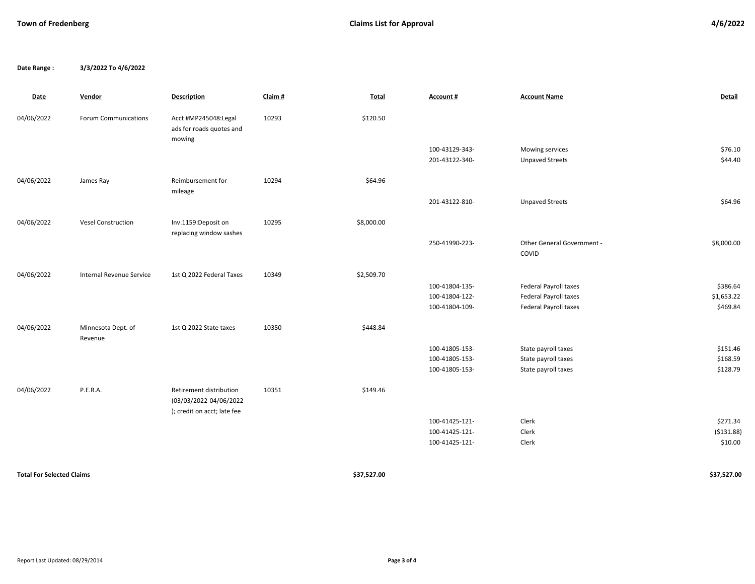**Town of Fredenberg** | **Claims List for Approval** | **4/6/2022**

**Date Range :** **3/3/2022 To 4/6/2022**

| Date | Vendor | Description | Claim # | Total | Account # | Account Name | Detail |
|---|---|---|---|---|---|---|---|
| 04/06/2022 | Forum Communications | Acct #MP245048:Legal ads for roads quotes and mowing | 10293 | $120.50 | | | |
| | | | | | 100-43129-343- | Mowing services | $76.10 |
| | | | | | 201-43122-340- | Unpaved Streets | $44.40 |
| 04/06/2022 | James Ray | Reimbursement for mileage | 10294 | $64.96 | | | |
| | | | | | 201-43122-810- | Unpaved Streets | $64.96 |
| 04/06/2022 | Vesel Construction | Inv.1159:Deposit on replacing window sashes | 10295 | $8,000.00 | | | |
| | | | | | 250-41990-223- | Other General Government - COVID | $8,000.00 |
| 04/06/2022 | Internal Revenue Service | 1st Q 2022 Federal Taxes | 10349 | $2,509.70 | | | |
| | | | | | 100-41804-135- | Federal Payroll taxes | $386.64 |
| | | | | | 100-41804-122- | Federal Payroll taxes | $1,653.22 |
| | | | | | 100-41804-109- | Federal Payroll taxes | $469.84 |
| 04/06/2022 | Minnesota Dept. of Revenue | 1st Q 2022 State taxes | 10350 | $448.84 | | | |
| | | | | | 100-41805-153- | State payroll taxes | $151.46 |
| | | | | | 100-41805-153- | State payroll taxes | $168.59 |
| | | | | | 100-41805-153- | State payroll taxes | $128.79 |
| 04/06/2022 | P.E.R.A. | Retirement distribution (03/03/2022-04/06/2022 ); credit on acct; late fee | 10351 | $149.46 | | | |
| | | | | | 100-41425-121- | Clerk | $271.34 |
| | | | | | 100-41425-121- | Clerk | ($131.88) |
| | | | | | 100-41425-121- | Clerk | $10.00 |
| **Total For Selected Claims** | | | | **$37,527.00** | | | **$37,527.00** |

Report Last Updated: 08/29/2014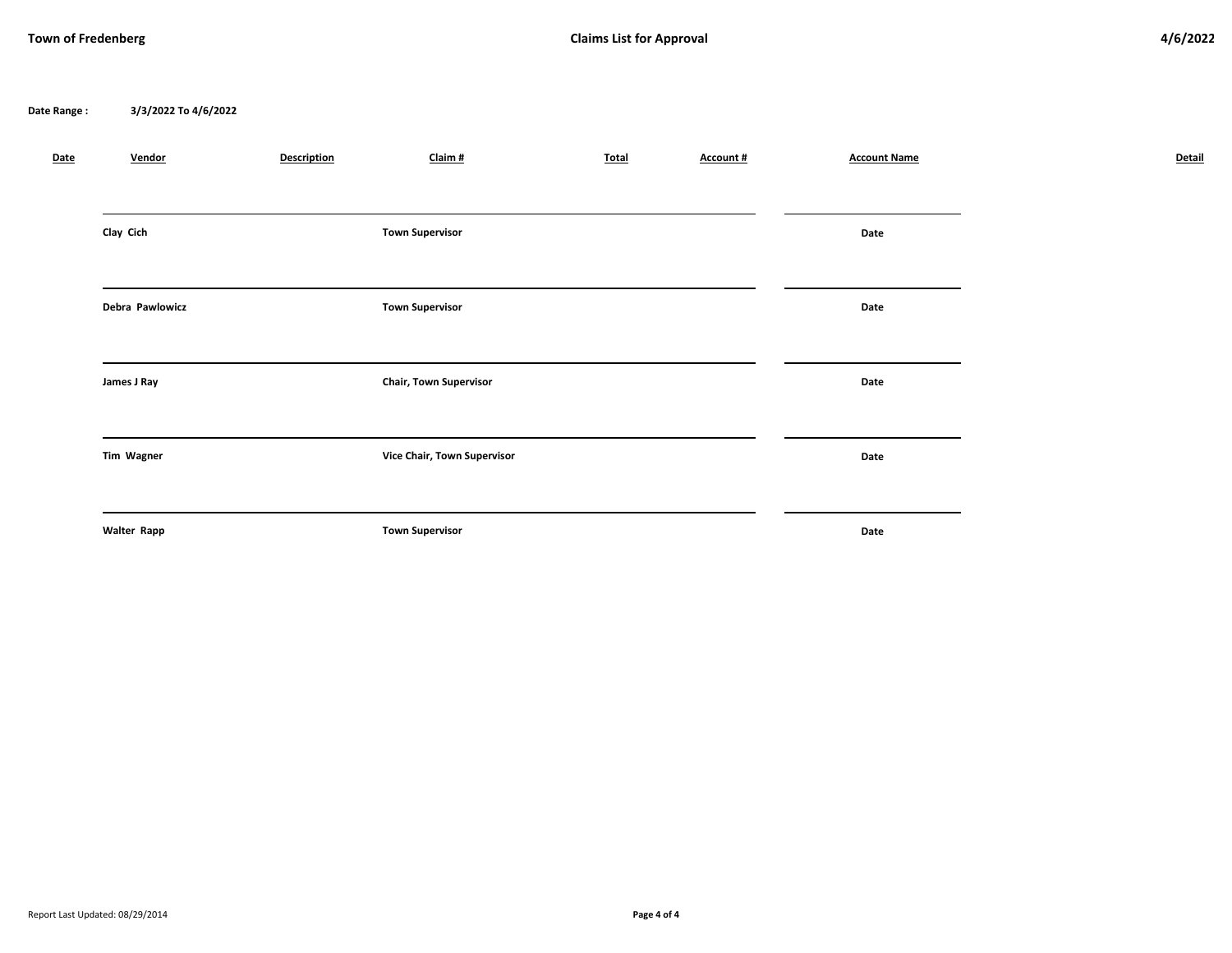**Town of Fredenberg** **Claims List for Approval** **4/6/2022**

**Date Range :** **3/3/2022 To 4/6/2022**

| Date | Vendor | Description | Claim # | Total | Account # | Account Name | Detail |
|---|---|---|---|---|---|---|---|

| Name | Title | Date |
|---|---|---|
| Clay Cich | Town Supervisor | Date |
| Debra Pawlowicz | Town Supervisor | Date |
| James J Ray | Chair, Town Supervisor | Date |
| Tim Wagner | Vice Chair, Town Supervisor | Date |
| Walter Rapp | Town Supervisor | Date |

Report Last Updated: 08/29/2014